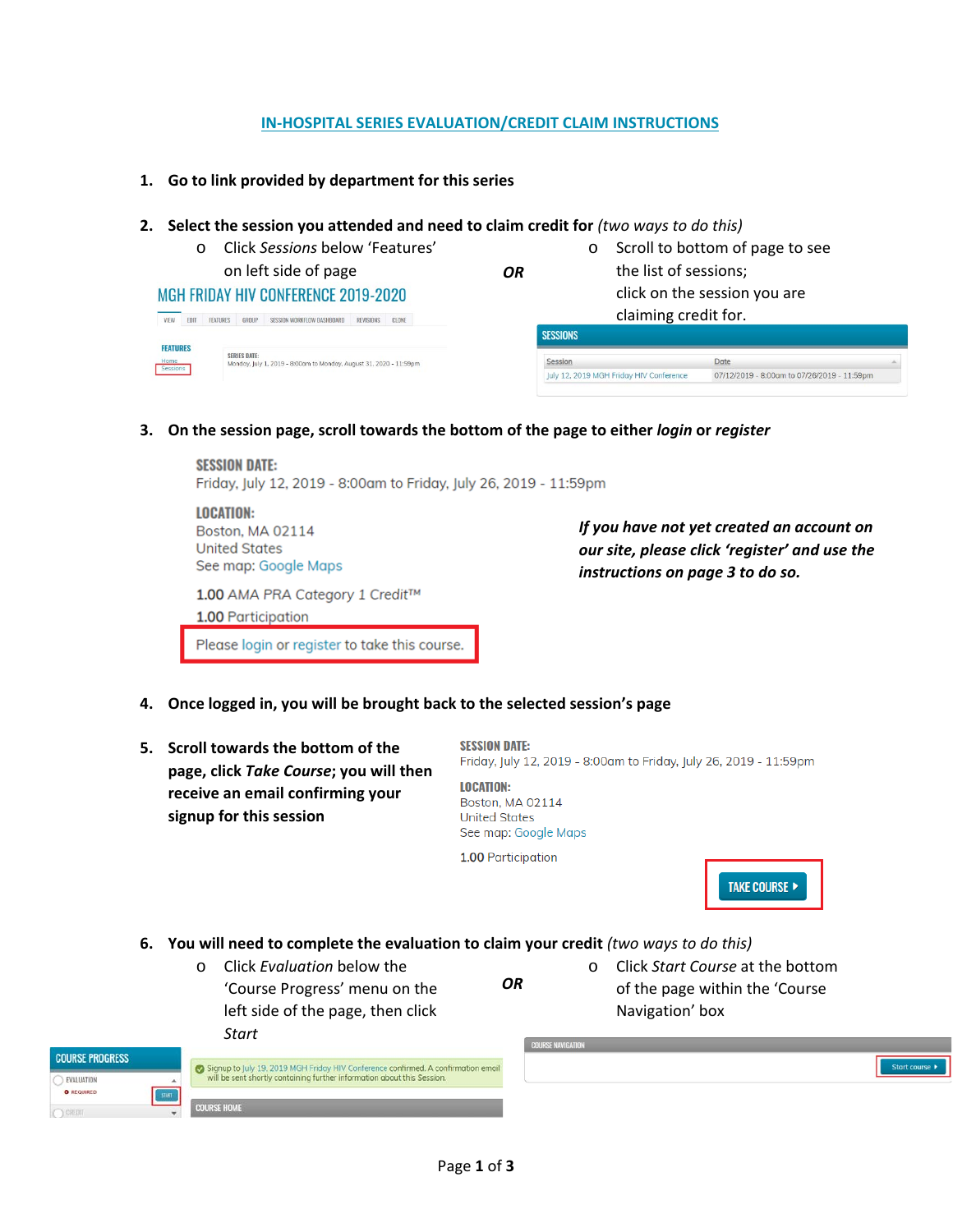# IN-HOSPITAL SERIES EVALUATION/CREDIT CLAIM INSTRUCTIONS

1. **Go to link provided by department for this series**

2. **Select the session you attended and need to claim credit for** *(two ways to do this)*
   - Click *Sessions* below 'Features' on left side of page
   
   **OR**
   
   - Scroll to bottom of page to see the list of sessions; click on the session you are claiming credit for.

3. **On the session page, scroll towards the bottom of the page to either *login* or *register***

   ***If you have not yet created an account on our site, please click 'register' and use the instructions on page 3 to do so.***

4. **Once logged in, you will be brought back to the selected session's page**

5. **Scroll towards the bottom of the page, click *Take Course*; you will then receive an email confirming your signup for this session**

6. **You will need to complete the evaluation to claim your credit** *(two ways to do this)*
   - Click *Evaluation* below the 'Course Progress' menu on the left side of the page, then click *Start*
   
   **OR**
   
   - Click *Start Course* at the bottom of the page within the 'Course Navigation' box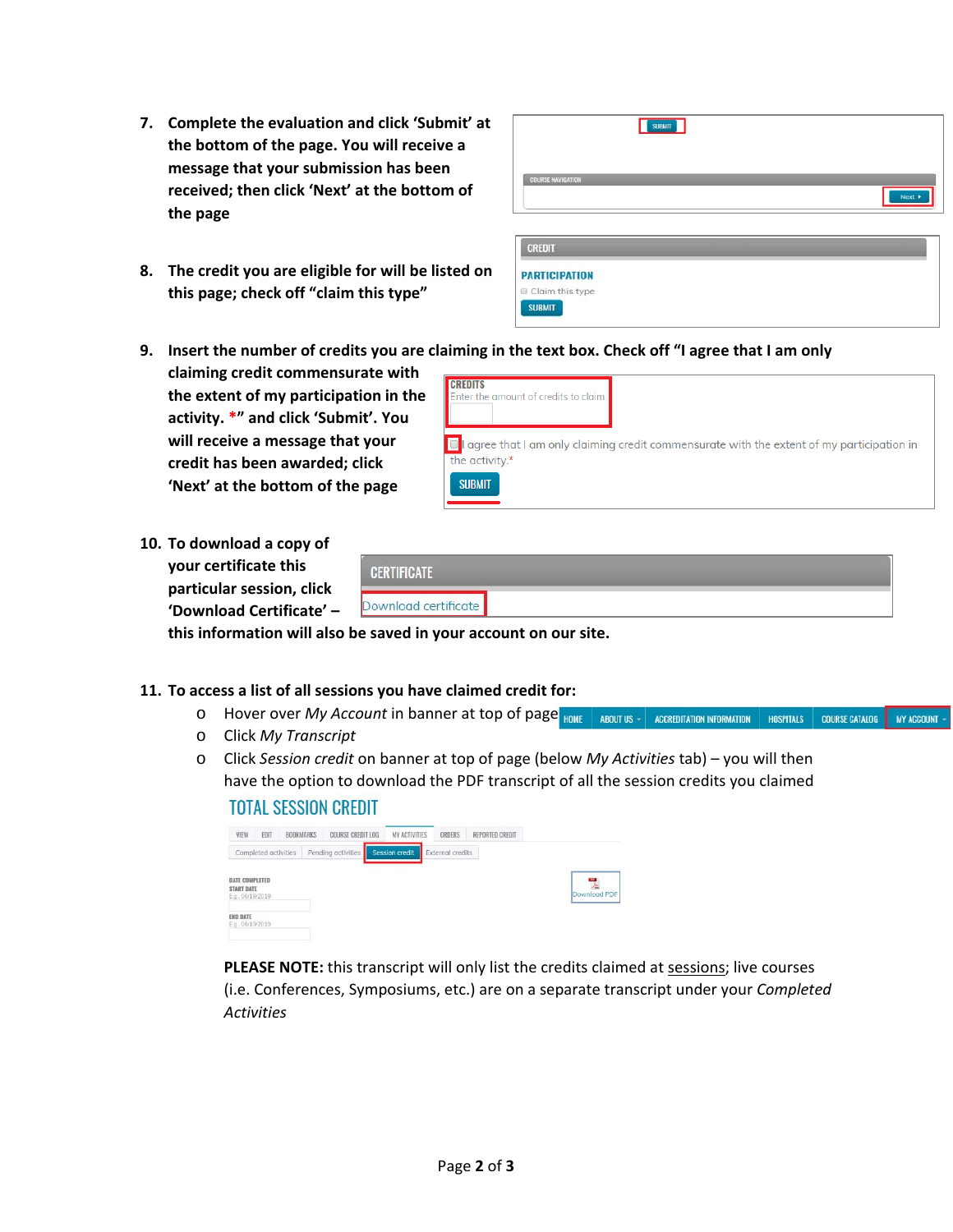7. **Complete the evaluation and click 'Submit' at the bottom of the page. You will receive a message that your submission has been received; then click 'Next' at the bottom of the page**

8. **The credit you are eligible for will be listed on this page; check off "claim this type"**

9. **Insert the number of credits you are claiming in the text box. Check off "I agree that I am only claiming credit commensurate with the extent of my participation in the activity. *" and click 'Submit'. You will receive a message that your credit has been awarded; click 'Next' at the bottom of the page**

10. **To download a copy of your certificate this particular session, click 'Download Certificate' – this information will also be saved in your account on our site.**

11. **To access a list of all sessions you have claimed credit for:**
    - Hover over *My Account* in banner at top of page
    - Click *My Transcript*
    - Click *Session credit* on banner at top of page (below *My Activities* tab) – you will then have the option to download the PDF transcript of all the session credits you claimed

**PLEASE NOTE:** this transcript will only list the credits claimed at sessions; live courses (i.e. Conferences, Symposiums, etc.) are on a separate transcript under your *Completed Activities*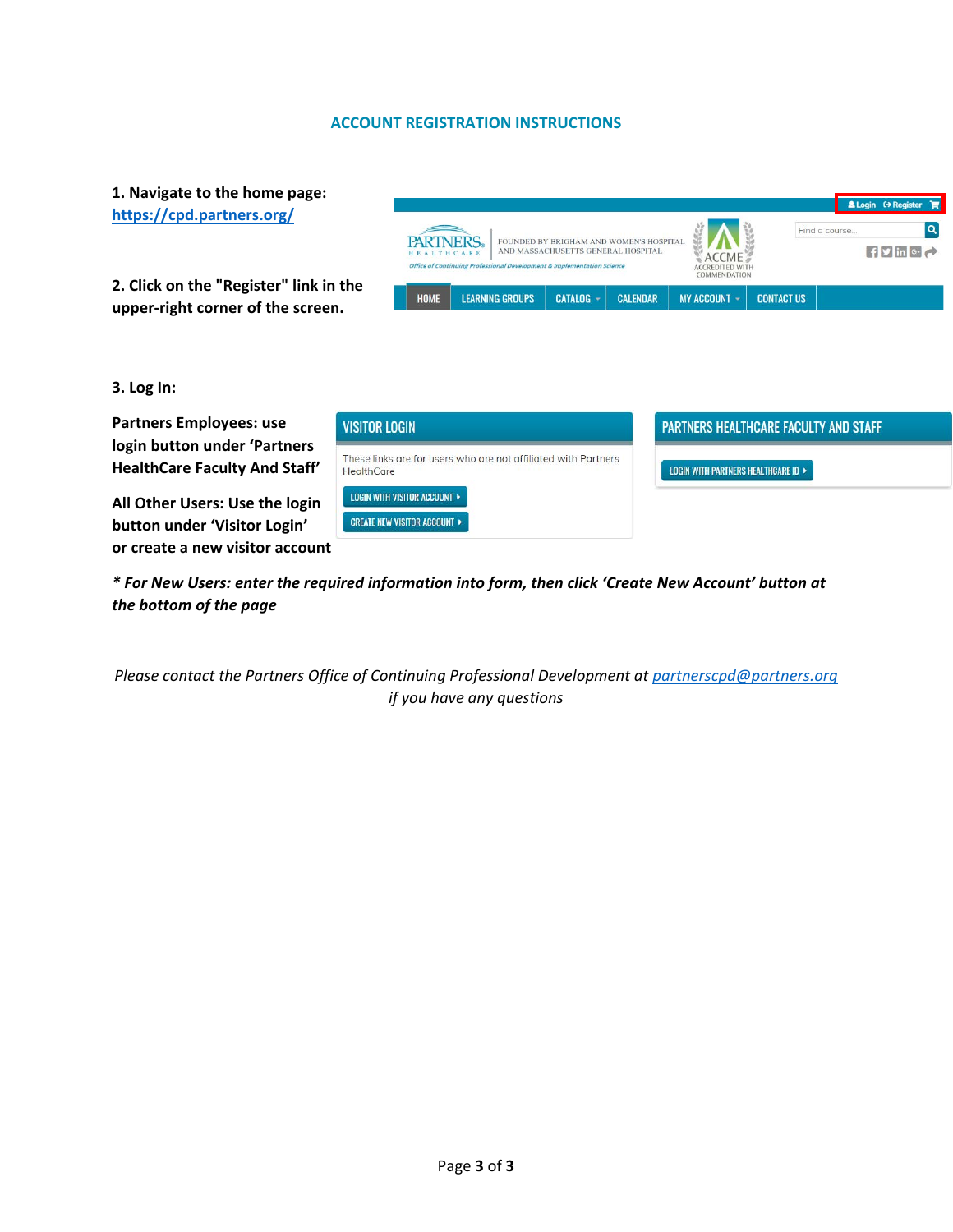# ACCOUNT REGISTRATION INSTRUCTIONS

**1. Navigate to the home page:** [https://cpd.partners.org/](https://cpd.partners.org/)

**2. Click on the "Register" link in the upper-right corner of the screen.**

**3. Log In:**

**Partners Employees: use login button under 'Partners HealthCare Faculty And Staff'**

**All Other Users: Use the login button under 'Visitor Login' or create a new visitor account**

***\* For New Users: enter the required information into form, then click 'Create New Account' button at the bottom of the page***

*Please contact the Partners Office of Continuing Professional Development at [partnerscpd@partners.org](mailto:partnerscpd@partners.org) if you have any questions*